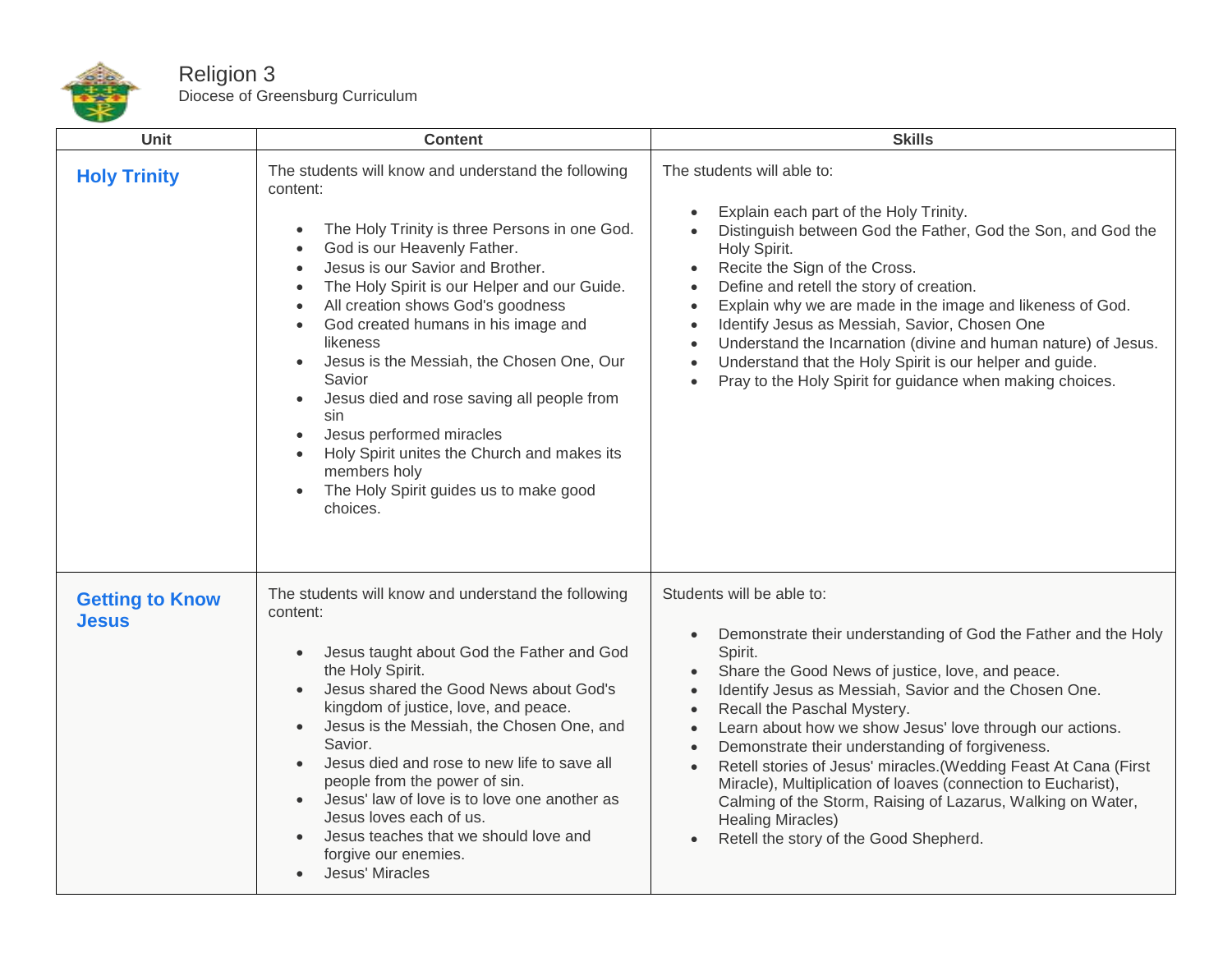# Religion 3

Diocese of Greensburg Curriculum

| Unit | Content | Skills |
|---|---|---|
| **Holy Trinity** | The students will know and understand the following content:<br><br>• The Holy Trinity is three Persons in one God.<br>• God is our Heavenly Father.<br>• Jesus is our Savior and Brother.<br>• The Holy Spirit is our Helper and our Guide.<br>• All creation shows God's goodness<br>• God created humans in his image and likeness<br>• Jesus is the Messiah, the Chosen One, Our Savior<br>• Jesus died and rose saving all people from sin<br>• Jesus performed miracles<br>• Holy Spirit unites the Church and makes its members holy<br>• The Holy Spirit guides us to make good choices. | The students will able to:<br><br>• Explain each part of the Holy Trinity.<br>• Distinguish between God the Father, God the Son, and God the Holy Spirit.<br>• Recite the Sign of the Cross.<br>• Define and retell the story of creation.<br>• Explain why we are made in the image and likeness of God.<br>• Identify Jesus as Messiah, Savior, Chosen One<br>• Understand the Incarnation (divine and human nature) of Jesus.<br>• Understand that the Holy Spirit is our helper and guide.<br>• Pray to the Holy Spirit for guidance when making choices. |
| **Getting to Know Jesus** | The students will know and understand the following content:<br><br>• Jesus taught about God the Father and God the Holy Spirit.<br>• Jesus shared the Good News about God's kingdom of justice, love, and peace.<br>• Jesus is the Messiah, the Chosen One, and Savior.<br>• Jesus died and rose to new life to save all people from the power of sin.<br>• Jesus' law of love is to love one another as Jesus loves each of us.<br>• Jesus teaches that we should love and forgive our enemies.<br>• Jesus' Miracles | Students will be able to:<br><br>• Demonstrate their understanding of God the Father and the Holy Spirit.<br>• Share the Good News of justice, love, and peace.<br>• Identify Jesus as Messiah, Savior and the Chosen One.<br>• Recall the Paschal Mystery.<br>• Learn about how we show Jesus' love through our actions.<br>• Demonstrate their understanding of forgiveness.<br>• Retell stories of Jesus' miracles.(Wedding Feast At Cana (First Miracle), Multiplication of loaves (connection to Eucharist), Calming of the Storm, Raising of Lazarus, Walking on Water, Healing Miracles)<br>• Retell the story of the Good Shepherd. |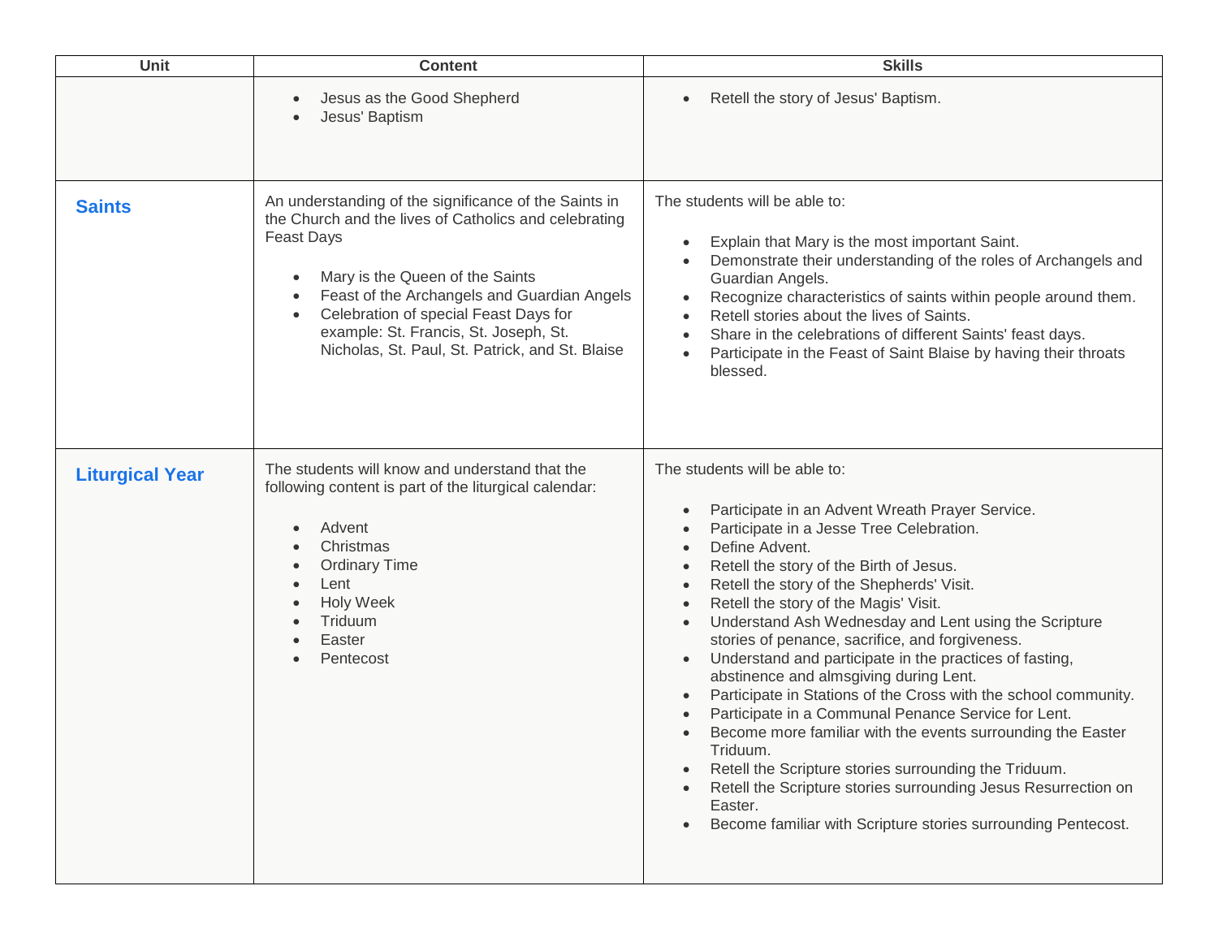| Unit | Content | Skills |
| --- | --- | --- |
| | • Jesus as the Good Shepherd<br>• Jesus' Baptism | • Retell the story of Jesus' Baptism. |
| **Saints** | An understanding of the significance of the Saints in the Church and the lives of Catholics and celebrating Feast Days<br><br>• Mary is the Queen of the Saints<br>• Feast of the Archangels and Guardian Angels<br>• Celebration of special Feast Days for example: St. Francis, St. Joseph, St. Nicholas, St. Paul, St. Patrick, and St. Blaise | The students will be able to:<br><br>• Explain that Mary is the most important Saint.<br>• Demonstrate their understanding of the roles of Archangels and Guardian Angels.<br>• Recognize characteristics of saints within people around them.<br>• Retell stories about the lives of Saints.<br>• Share in the celebrations of different Saints' feast days.<br>• Participate in the Feast of Saint Blaise by having their throats blessed. |
| **Liturgical Year** | The students will know and understand that the following content is part of the liturgical calendar:<br><br>• Advent<br>• Christmas<br>• Ordinary Time<br>• Lent<br>• Holy Week<br>• Triduum<br>• Easter<br>• Pentecost | The students will be able to:<br><br>• Participate in an Advent Wreath Prayer Service.<br>• Participate in a Jesse Tree Celebration.<br>• Define Advent.<br>• Retell the story of the Birth of Jesus.<br>• Retell the story of the Shepherds' Visit.<br>• Retell the story of the Magis' Visit.<br>• Understand Ash Wednesday and Lent using the Scripture stories of penance, sacrifice, and forgiveness.<br>• Understand and participate in the practices of fasting, abstinence and almsgiving during Lent.<br>• Participate in Stations of the Cross with the school community.<br>• Participate in a Communal Penance Service for Lent.<br>• Become more familiar with the events surrounding the Easter Triduum.<br>• Retell the Scripture stories surrounding the Triduum.<br>• Retell the Scripture stories surrounding Jesus Resurrection on Easter.<br>• Become familiar with Scripture stories surrounding Pentecost. |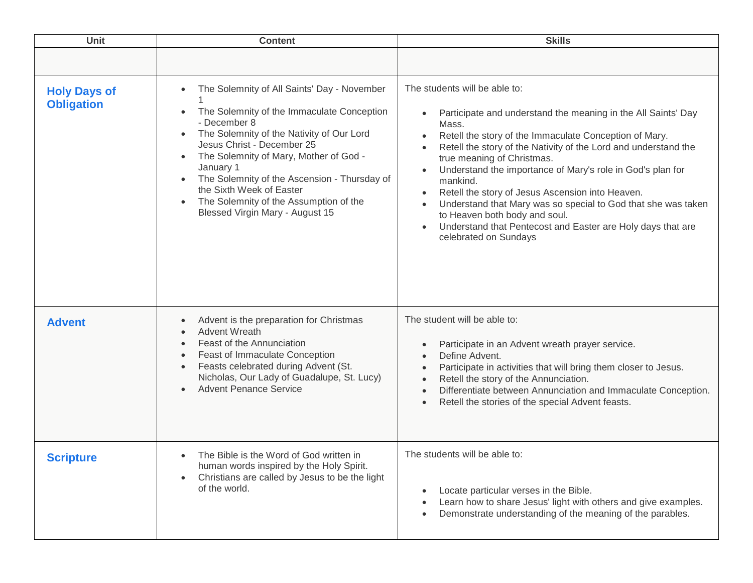| Unit | Content | Skills |
|---|---|---|
| | | |
| **Holy Days of Obligation** | • The Solemnity of All Saints' Day - November 1<br>• The Solemnity of the Immaculate Conception - December 8<br>• The Solemnity of the Nativity of Our Lord Jesus Christ - December 25<br>• The Solemnity of Mary, Mother of God - January 1<br>• The Solemnity of the Ascension - Thursday of the Sixth Week of Easter<br>• The Solemnity of the Assumption of the Blessed Virgin Mary - August 15 | The students will be able to:<br><br>• Participate and understand the meaning in the All Saints' Day Mass.<br>• Retell the story of the Immaculate Conception of Mary.<br>• Retell the story of the Nativity of the Lord and understand the true meaning of Christmas.<br>• Understand the importance of Mary's role in God's plan for mankind.<br>• Retell the story of Jesus Ascension into Heaven.<br>• Understand that Mary was so special to God that she was taken to Heaven both body and soul.<br>• Understand that Pentecost and Easter are Holy days that are celebrated on Sundays |
| **Advent** | • Advent is the preparation for Christmas<br>• Advent Wreath<br>• Feast of the Annunciation<br>• Feast of Immaculate Conception<br>• Feasts celebrated during Advent (St. Nicholas, Our Lady of Guadalupe, St. Lucy)<br>• Advent Penance Service | The student will be able to:<br><br>• Participate in an Advent wreath prayer service.<br>• Define Advent.<br>• Participate in activities that will bring them closer to Jesus.<br>• Retell the story of the Annunciation.<br>• Differentiate between Annunciation and Immaculate Conception.<br>• Retell the stories of the special Advent feasts. |
| **Scripture** | • The Bible is the Word of God written in human words inspired by the Holy Spirit.<br>• Christians are called by Jesus to be the light of the world. | The students will be able to:<br><br>• Locate particular verses in the Bible.<br>• Learn how to share Jesus' light with others and give examples.<br>• Demonstrate understanding of the meaning of the parables. |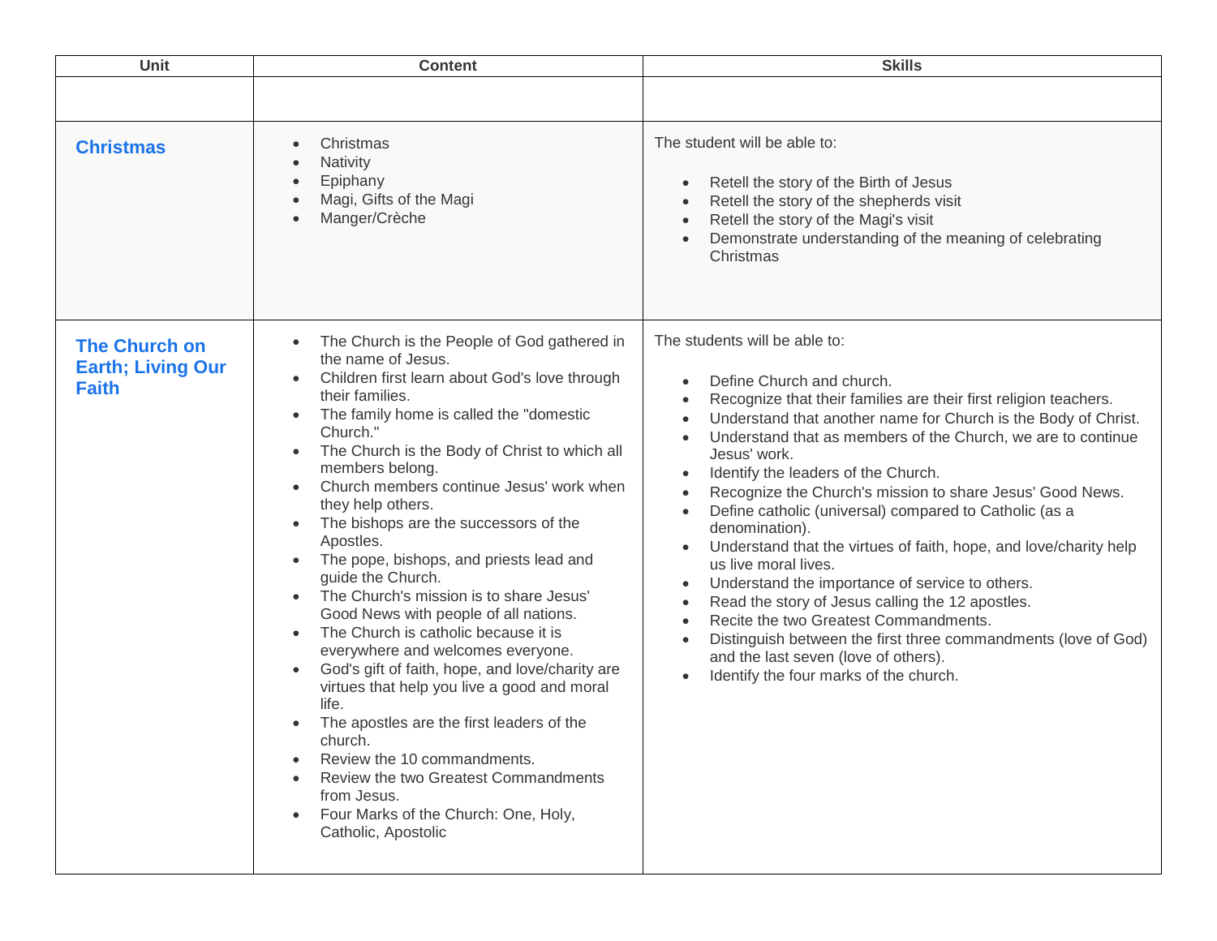| Unit | Content | Skills |
|---|---|---|
| | | |
| **Christmas** | • Christmas<br>• Nativity<br>• Epiphany<br>• Magi, Gifts of the Magi<br>• Manger/Crèche | The student will be able to:<br><br>• Retell the story of the Birth of Jesus<br>• Retell the story of the shepherds visit<br>• Retell the story of the Magi's visit<br>• Demonstrate understanding of the meaning of celebrating Christmas |
| **The Church on Earth; Living Our Faith** | • The Church is the People of God gathered in the name of Jesus.<br>• Children first learn about God's love through their families.<br>• The family home is called the "domestic Church."<br>• The Church is the Body of Christ to which all members belong.<br>• Church members continue Jesus' work when they help others.<br>• The bishops are the successors of the Apostles.<br>• The pope, bishops, and priests lead and guide the Church.<br>• The Church's mission is to share Jesus' Good News with people of all nations.<br>• The Church is catholic because it is everywhere and welcomes everyone.<br>• God's gift of faith, hope, and love/charity are virtues that help you live a good and moral life.<br>• The apostles are the first leaders of the church.<br>• Review the 10 commandments.<br>• Review the two Greatest Commandments from Jesus.<br>• Four Marks of the Church: One, Holy, Catholic, Apostolic | The students will be able to:<br><br>• Define Church and church.<br>• Recognize that their families are their first religion teachers.<br>• Understand that another name for Church is the Body of Christ.<br>• Understand that as members of the Church, we are to continue Jesus' work.<br>• Identify the leaders of the Church.<br>• Recognize the Church's mission to share Jesus' Good News.<br>• Define catholic (universal) compared to Catholic (as a denomination).<br>• Understand that the virtues of faith, hope, and love/charity help us live moral lives.<br>• Understand the importance of service to others.<br>• Read the story of Jesus calling the 12 apostles.<br>• Recite the two Greatest Commandments.<br>• Distinguish between the first three commandments (love of God) and the last seven (love of others).<br>• Identify the four marks of the church. |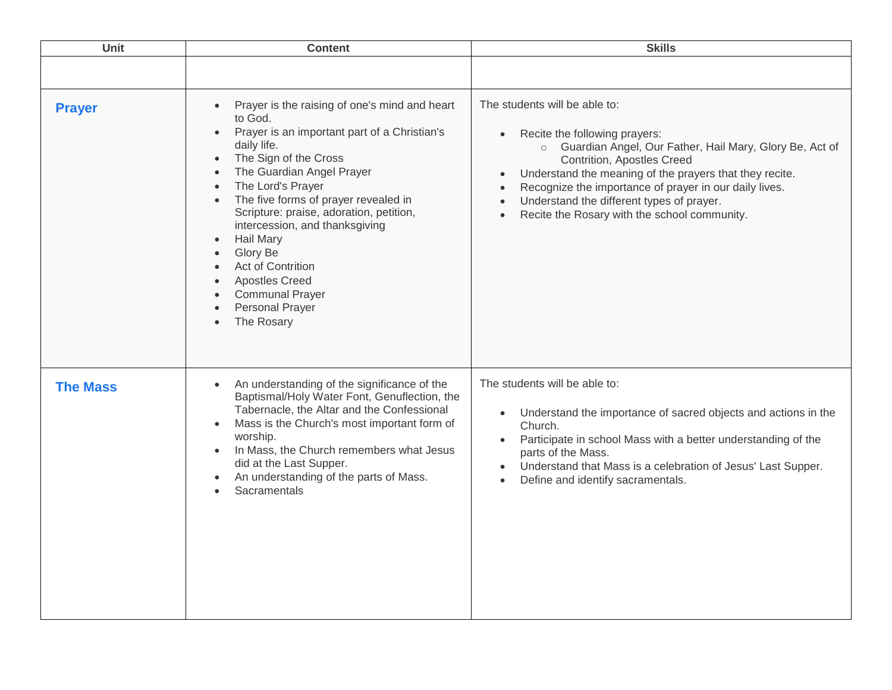| Unit | Content | Skills |
|---|---|---|
| | | |
| **Prayer** | • Prayer is the raising of one's mind and heart to God.<br>• Prayer is an important part of a Christian's daily life.<br>• The Sign of the Cross<br>• The Guardian Angel Prayer<br>• The Lord's Prayer<br>• The five forms of prayer revealed in Scripture: praise, adoration, petition, intercession, and thanksgiving<br>• Hail Mary<br>• Glory Be<br>• Act of Contrition<br>• Apostles Creed<br>• Communal Prayer<br>• Personal Prayer<br>• The Rosary | The students will be able to:<br><br>• Recite the following prayers:<br>  ○ Guardian Angel, Our Father, Hail Mary, Glory Be, Act of Contrition, Apostles Creed<br>• Understand the meaning of the prayers that they recite.<br>• Recognize the importance of prayer in our daily lives.<br>• Understand the different types of prayer.<br>• Recite the Rosary with the school community. |
| **The Mass** | • An understanding of the significance of the Baptismal/Holy Water Font, Genuflection, the Tabernacle, the Altar and the Confessional<br>• Mass is the Church's most important form of worship.<br>• In Mass, the Church remembers what Jesus did at the Last Supper.<br>• An understanding of the parts of Mass.<br>• Sacramentals | The students will be able to:<br><br>• Understand the importance of sacred objects and actions in the Church.<br>• Participate in school Mass with a better understanding of the parts of the Mass.<br>• Understand that Mass is a celebration of Jesus' Last Supper.<br>• Define and identify sacramentals. |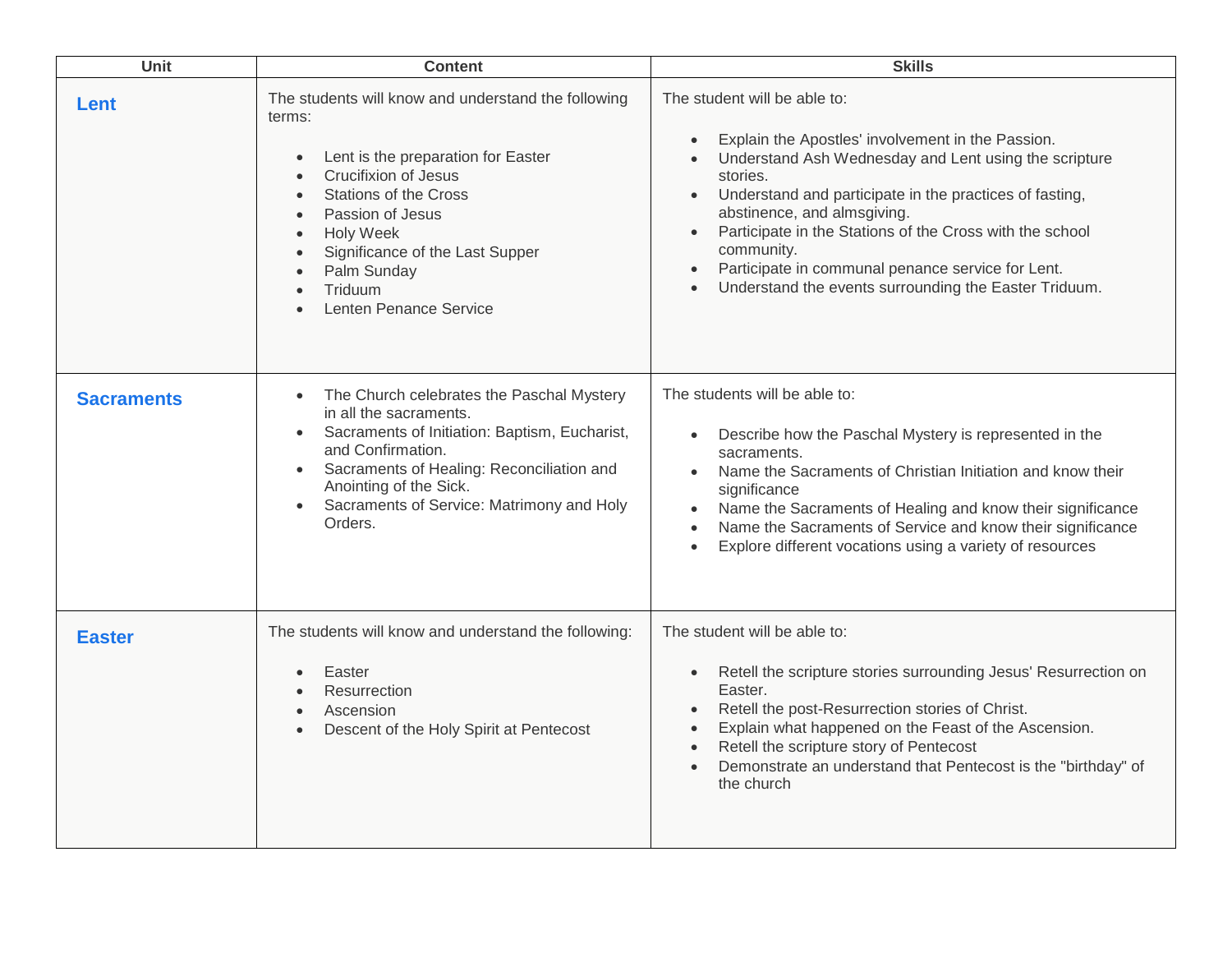| Unit | Content | Skills |
|---|---|---|
| **Lent** | The students will know and understand the following terms:<br><br>• Lent is the preparation for Easter<br>• Crucifixion of Jesus<br>• Stations of the Cross<br>• Passion of Jesus<br>• Holy Week<br>• Significance of the Last Supper<br>• Palm Sunday<br>• Triduum<br>• Lenten Penance Service | The student will be able to:<br><br>• Explain the Apostles' involvement in the Passion.<br>• Understand Ash Wednesday and Lent using the scripture stories.<br>• Understand and participate in the practices of fasting, abstinence, and almsgiving.<br>• Participate in the Stations of the Cross with the school community.<br>• Participate in communal penance service for Lent.<br>• Understand the events surrounding the Easter Triduum. |
| **Sacraments** | • The Church celebrates the Paschal Mystery in all the sacraments.<br>• Sacraments of Initiation: Baptism, Eucharist, and Confirmation.<br>• Sacraments of Healing: Reconciliation and Anointing of the Sick.<br>• Sacraments of Service: Matrimony and Holy Orders. | The students will be able to:<br><br>• Describe how the Paschal Mystery is represented in the sacraments.<br>• Name the Sacraments of Christian Initiation and know their significance<br>• Name the Sacraments of Healing and know their significance<br>• Name the Sacraments of Service and know their significance<br>• Explore different vocations using a variety of resources |
| **Easter** | The students will know and understand the following:<br><br>• Easter<br>• Resurrection<br>• Ascension<br>• Descent of the Holy Spirit at Pentecost | The student will be able to:<br><br>• Retell the scripture stories surrounding Jesus' Resurrection on Easter.<br>• Retell the post-Resurrection stories of Christ.<br>• Explain what happened on the Feast of the Ascension.<br>• Retell the scripture story of Pentecost<br>• Demonstrate an understand that Pentecost is the "birthday" of the church |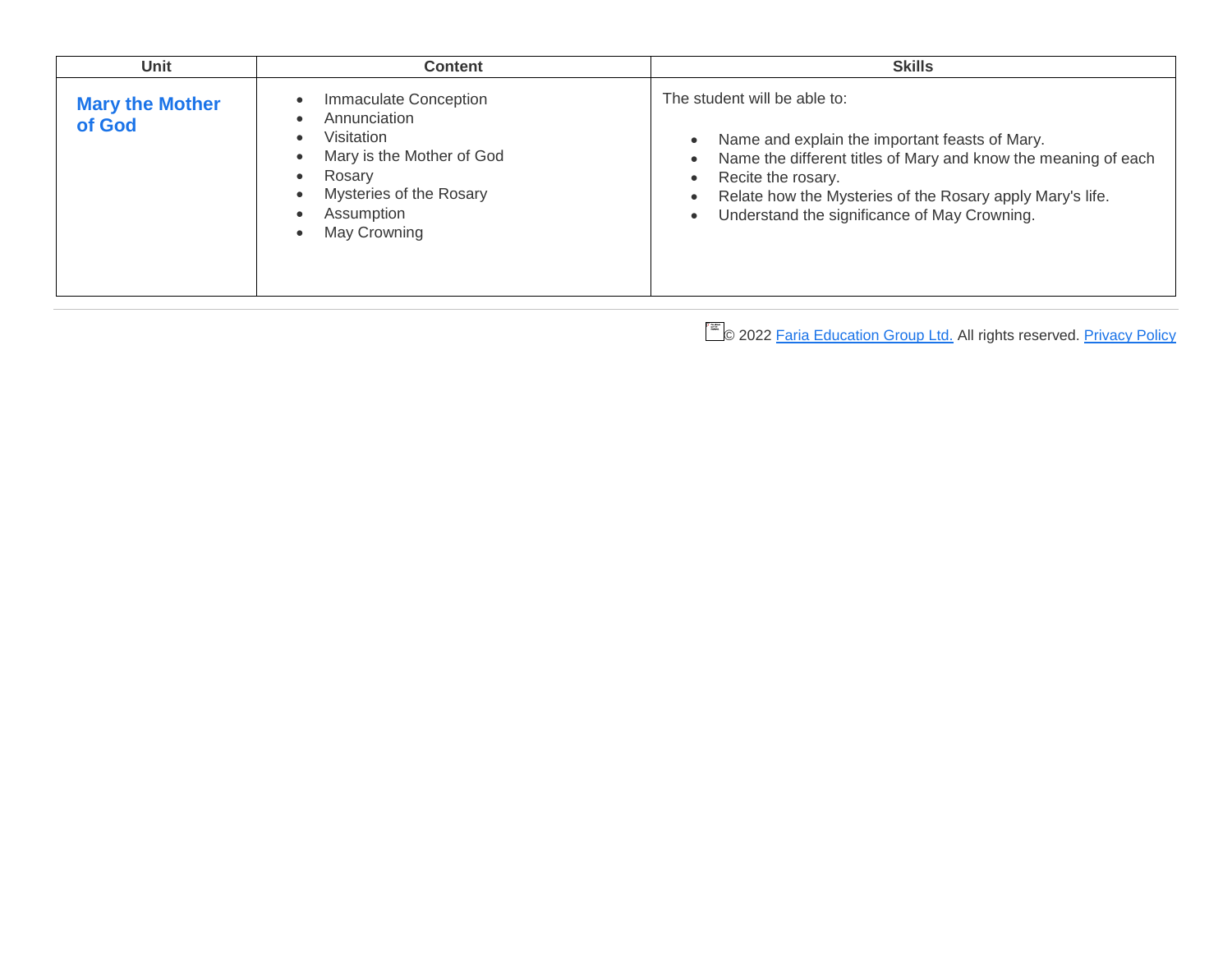| Unit | Content | Skills |
| --- | --- | --- |
| **Mary the Mother of God** | • Immaculate Conception<br>• Annunciation<br>• Visitation<br>• Mary is the Mother of God<br>• Rosary<br>• Mysteries of the Rosary<br>• Assumption<br>• May Crowning | The student will be able to:<br>• Name and explain the important feasts of Mary.<br>• Name the different titles of Mary and know the meaning of each<br>• Recite the rosary.<br>• Relate how the Mysteries of the Rosary apply Mary's life.<br>• Understand the significance of May Crowning. |

© 2022 Faria Education Group Ltd. All rights reserved. Privacy Policy